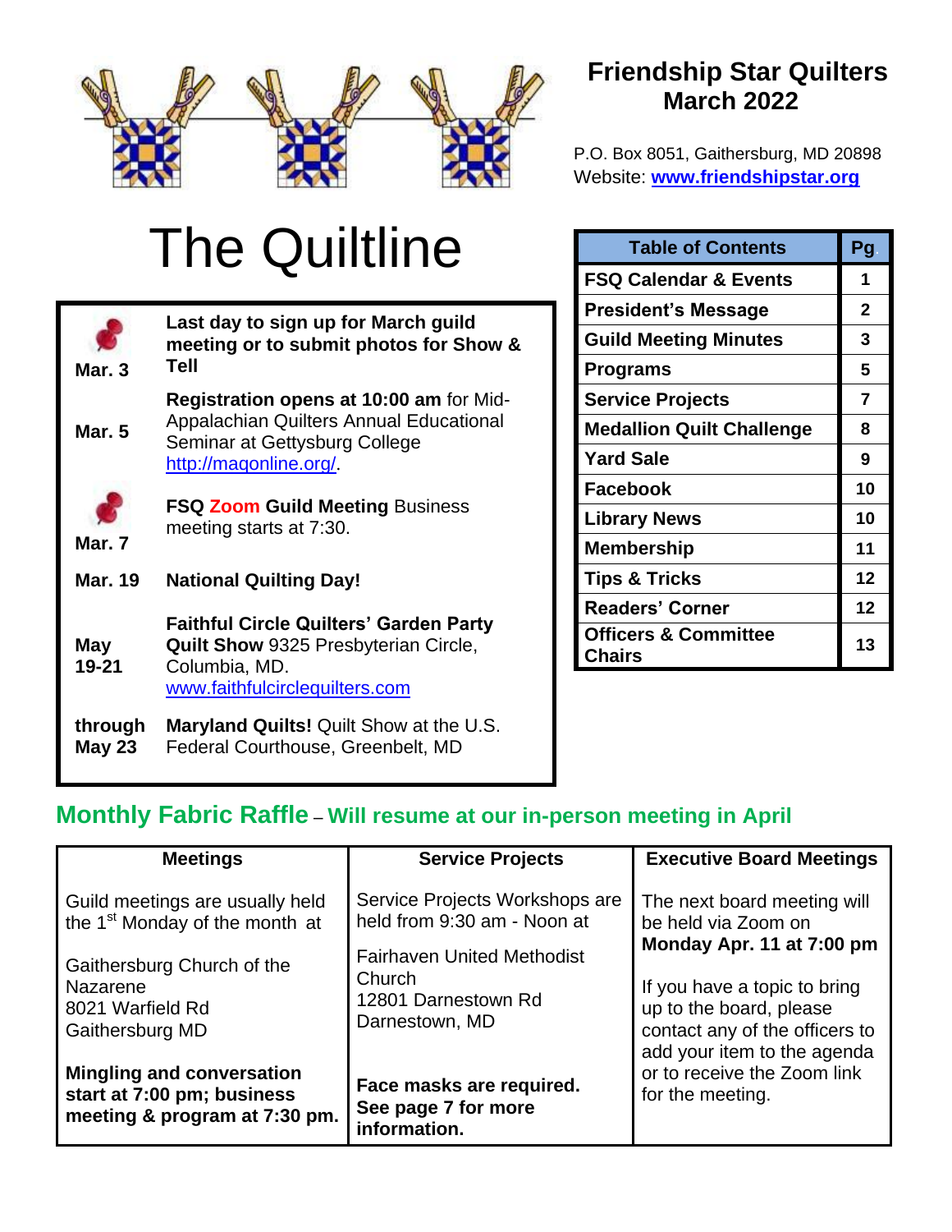# Friendship Star Quilters
## March 2022

P.O. Box 8051, Gaithersburg, MD 20898
Website: **www.friendshipstar.org**

# The Quiltline

| | |
|---|---|
| **Mar. 3** | **Last day to sign up for March guild meeting or to submit photos for Show & Tell** |
| **Mar. 5** | **Registration opens at 10:00 am** for Mid-Appalachian Quilters Annual Educational Seminar at Gettysburg College http://maqonline.org/. |
| **Mar. 7** | **FSQ Zoom Guild Meeting** Business meeting starts at 7:30. |
| **Mar. 19** | **National Quilting Day!** |
| **May 19-21** | **Faithful Circle Quilters' Garden Party Quilt Show** 9325 Presbyterian Circle, Columbia, MD. www.faithfulcirclequilters.com |
| **through May 23** | **Maryland Quilts!** Quilt Show at the U.S. Federal Courthouse, Greenbelt, MD |

| Table of Contents | Pg. |
|---|---|
| FSQ Calendar & Events | 1 |
| President's Message | 2 |
| Guild Meeting Minutes | 3 |
| Programs | 5 |
| Service Projects | 7 |
| Medallion Quilt Challenge | 8 |
| Yard Sale | 9 |
| Facebook | 10 |
| Library News | 10 |
| Membership | 11 |
| Tips & Tricks | 12 |
| Readers' Corner | 12 |
| Officers & Committee Chairs | 13 |

## Monthly Fabric Raffle – Will resume at our in-person meeting in April

| Meetings | Service Projects | Executive Board Meetings |
|---|---|---|
| Guild meetings are usually held the 1st Monday of the month at<br><br>Gaithersburg Church of the Nazarene<br>8021 Warfield Rd<br>Gaithersburg MD<br><br>**Mingling and conversation start at 7:00 pm; business meeting & program at 7:30 pm.** | Service Projects Workshops are held from 9:30 am - Noon at<br><br>Fairhaven United Methodist Church<br>12801 Darnestown Rd<br>Darnestown, MD<br><br>**Face masks are required. See page 7 for more information.** | The next board meeting will be held via Zoom on **Monday Apr. 11 at 7:00 pm**<br><br>If you have a topic to bring up to the board, please contact any of the officers to add your item to the agenda or to receive the Zoom link for the meeting. |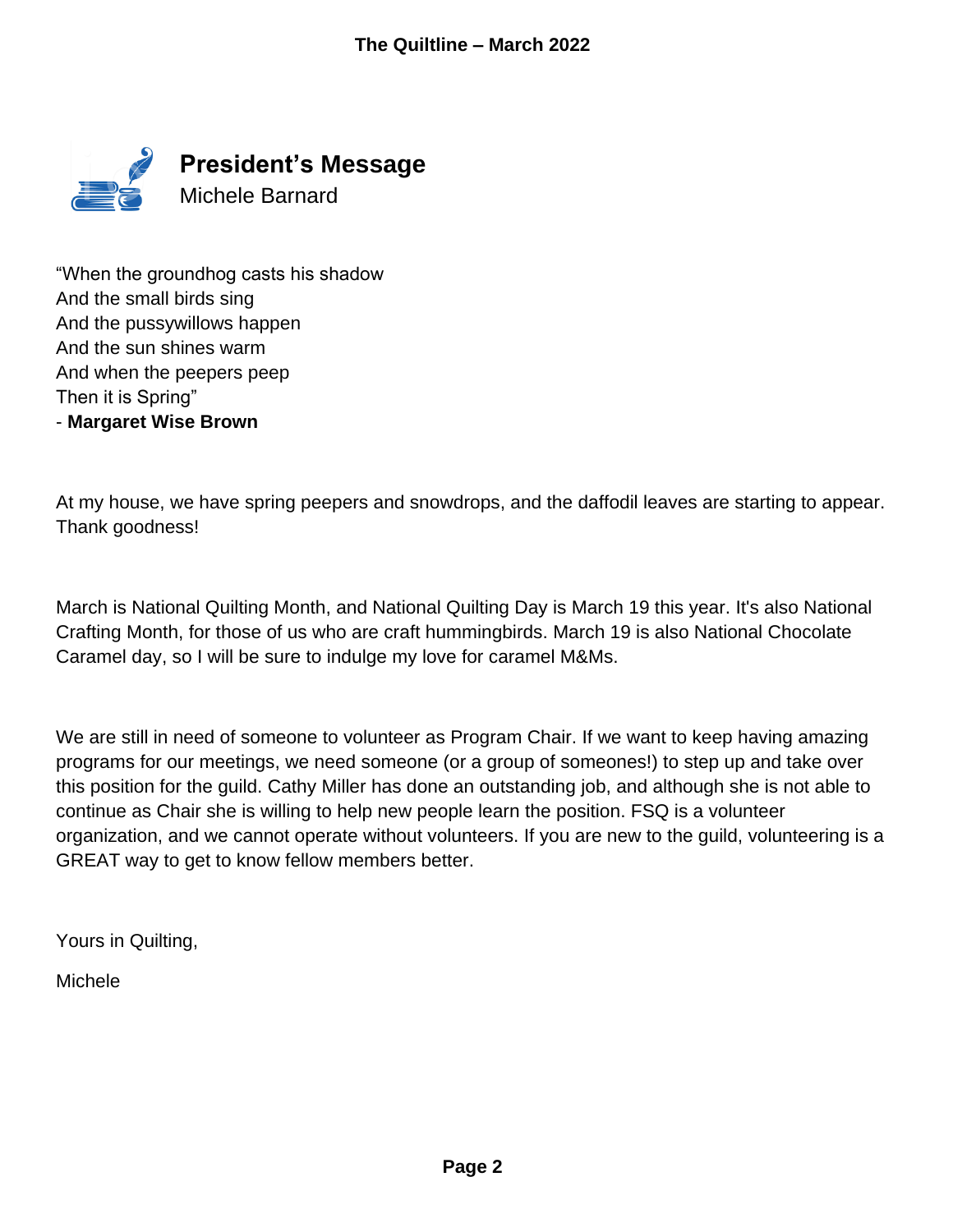## President's Message

Michele Barnard

"When the groundhog casts his shadow
And the small birds sing
And the pussywillows happen
And the sun shines warm
And when the peepers peep
Then it is Spring"
- **Margaret Wise Brown**

At my house, we have spring peepers and snowdrops, and the daffodil leaves are starting to appear. Thank goodness!

March is National Quilting Month, and National Quilting Day is March 19 this year. It's also National Crafting Month, for those of us who are craft hummingbirds. March 19 is also National Chocolate Caramel day, so I will be sure to indulge my love for caramel M&Ms.

We are still in need of someone to volunteer as Program Chair. If we want to keep having amazing programs for our meetings, we need someone (or a group of someones!) to step up and take over this position for the guild. Cathy Miller has done an outstanding job, and although she is not able to continue as Chair she is willing to help new people learn the position. FSQ is a volunteer organization, and we cannot operate without volunteers. If you are new to the guild, volunteering is a GREAT way to get to know fellow members better.

Yours in Quilting,

Michele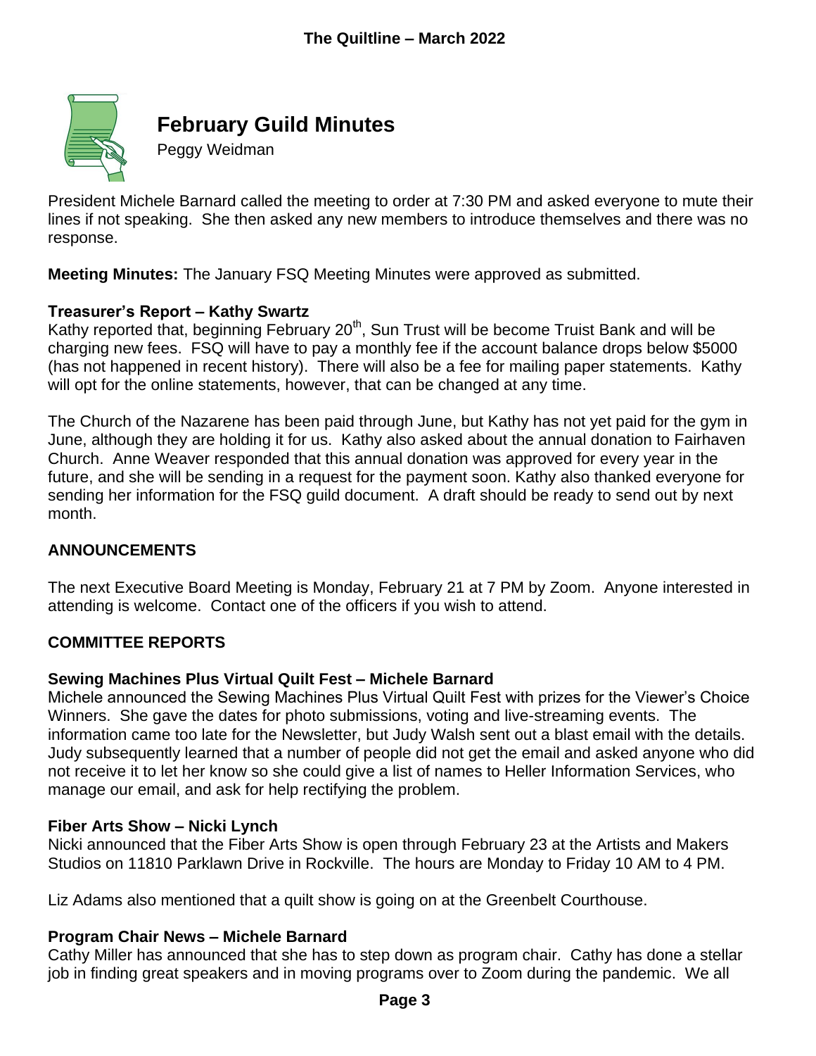# February Guild Minutes

Peggy Weidman

President Michele Barnard called the meeting to order at 7:30 PM and asked everyone to mute their lines if not speaking. She then asked any new members to introduce themselves and there was no response.

**Meeting Minutes:** The January FSQ Meeting Minutes were approved as submitted.

**Treasurer's Report – Kathy Swartz**

Kathy reported that, beginning February 20th, Sun Trust will be become Truist Bank and will be charging new fees. FSQ will have to pay a monthly fee if the account balance drops below $5000 (has not happened in recent history). There will also be a fee for mailing paper statements. Kathy will opt for the online statements, however, that can be changed at any time.

The Church of the Nazarene has been paid through June, but Kathy has not yet paid for the gym in June, although they are holding it for us. Kathy also asked about the annual donation to Fairhaven Church. Anne Weaver responded that this annual donation was approved for every year in the future, and she will be sending in a request for the payment soon. Kathy also thanked everyone for sending her information for the FSQ guild document. A draft should be ready to send out by next month.

**ANNOUNCEMENTS**

The next Executive Board Meeting is Monday, February 21 at 7 PM by Zoom. Anyone interested in attending is welcome. Contact one of the officers if you wish to attend.

**COMMITTEE REPORTS**

**Sewing Machines Plus Virtual Quilt Fest – Michele Barnard**

Michele announced the Sewing Machines Plus Virtual Quilt Fest with prizes for the Viewer's Choice Winners. She gave the dates for photo submissions, voting and live-streaming events. The information came too late for the Newsletter, but Judy Walsh sent out a blast email with the details. Judy subsequently learned that a number of people did not get the email and asked anyone who did not receive it to let her know so she could give a list of names to Heller Information Services, who manage our email, and ask for help rectifying the problem.

**Fiber Arts Show – Nicki Lynch**

Nicki announced that the Fiber Arts Show is open through February 23 at the Artists and Makers Studios on 11810 Parklawn Drive in Rockville. The hours are Monday to Friday 10 AM to 4 PM.

Liz Adams also mentioned that a quilt show is going on at the Greenbelt Courthouse.

**Program Chair News – Michele Barnard**

Cathy Miller has announced that she has to step down as program chair. Cathy has done a stellar job in finding great speakers and in moving programs over to Zoom during the pandemic. We all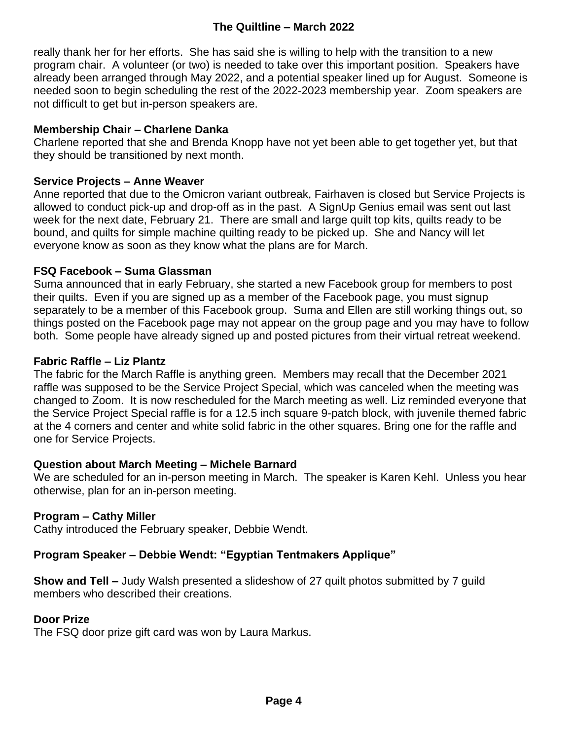really thank her for her efforts. She has said she is willing to help with the transition to a new program chair. A volunteer (or two) is needed to take over this important position. Speakers have already been arranged through May 2022, and a potential speaker lined up for August. Someone is needed soon to begin scheduling the rest of the 2022-2023 membership year. Zoom speakers are not difficult to get but in-person speakers are.

**Membership Chair – Charlene Danka**
Charlene reported that she and Brenda Knopp have not yet been able to get together yet, but that they should be transitioned by next month.

**Service Projects – Anne Weaver**
Anne reported that due to the Omicron variant outbreak, Fairhaven is closed but Service Projects is allowed to conduct pick-up and drop-off as in the past. A SignUp Genius email was sent out last week for the next date, February 21. There are small and large quilt top kits, quilts ready to be bound, and quilts for simple machine quilting ready to be picked up. She and Nancy will let everyone know as soon as they know what the plans are for March.

**FSQ Facebook – Suma Glassman**
Suma announced that in early February, she started a new Facebook group for members to post their quilts. Even if you are signed up as a member of the Facebook page, you must signup separately to be a member of this Facebook group. Suma and Ellen are still working things out, so things posted on the Facebook page may not appear on the group page and you may have to follow both. Some people have already signed up and posted pictures from their virtual retreat weekend.

**Fabric Raffle – Liz Plantz**
The fabric for the March Raffle is anything green. Members may recall that the December 2021 raffle was supposed to be the Service Project Special, which was canceled when the meeting was changed to Zoom. It is now rescheduled for the March meeting as well. Liz reminded everyone that the Service Project Special raffle is for a 12.5 inch square 9-patch block, with juvenile themed fabric at the 4 corners and center and white solid fabric in the other squares. Bring one for the raffle and one for Service Projects.

**Question about March Meeting – Michele Barnard**
We are scheduled for an in-person meeting in March. The speaker is Karen Kehl. Unless you hear otherwise, plan for an in-person meeting.

**Program – Cathy Miller**
Cathy introduced the February speaker, Debbie Wendt.

**Program Speaker – Debbie Wendt: "Egyptian Tentmakers Applique"**

**Show and Tell –** Judy Walsh presented a slideshow of 27 quilt photos submitted by 7 guild members who described their creations.

**Door Prize**
The FSQ door prize gift card was won by Laura Markus.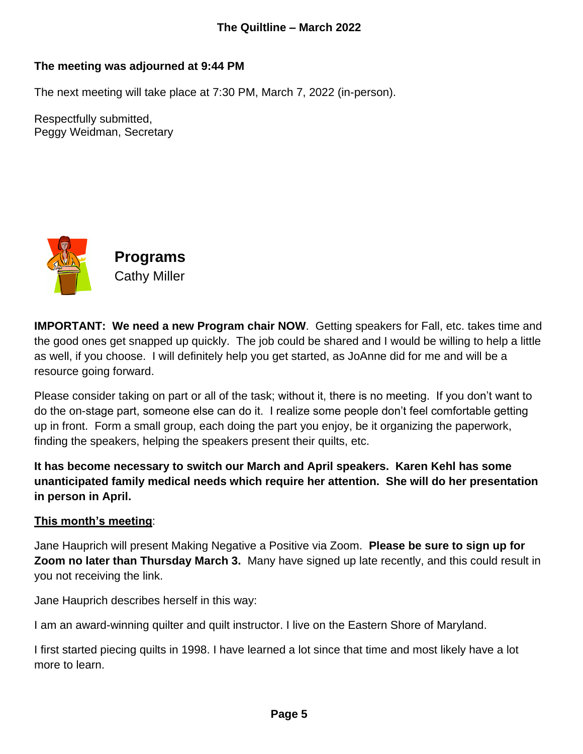**The meeting was adjourned at 9:44 PM**

The next meeting will take place at 7:30 PM, March 7, 2022 (in-person).

Respectfully submitted,
Peggy Weidman, Secretary

## Programs

Cathy Miller

**IMPORTANT: We need a new Program chair NOW**. Getting speakers for Fall, etc. takes time and the good ones get snapped up quickly. The job could be shared and I would be willing to help a little as well, if you choose. I will definitely help you get started, as JoAnne did for me and will be a resource going forward.

Please consider taking on part or all of the task; without it, there is no meeting. If you don't want to do the on-stage part, someone else can do it. I realize some people don't feel comfortable getting up in front. Form a small group, each doing the part you enjoy, be it organizing the paperwork, finding the speakers, helping the speakers present their quilts, etc.

**It has become necessary to switch our March and April speakers. Karen Kehl has some unanticipated family medical needs which require her attention. She will do her presentation in person in April.**

**<u>This month's meeting</u>**:

Jane Hauprich will present Making Negative a Positive via Zoom. **Please be sure to sign up for Zoom no later than Thursday March 3.** Many have signed up late recently, and this could result in you not receiving the link.

Jane Hauprich describes herself in this way:

I am an award-winning quilter and quilt instructor. I live on the Eastern Shore of Maryland.

I first started piecing quilts in 1998. I have learned a lot since that time and most likely have a lot more to learn.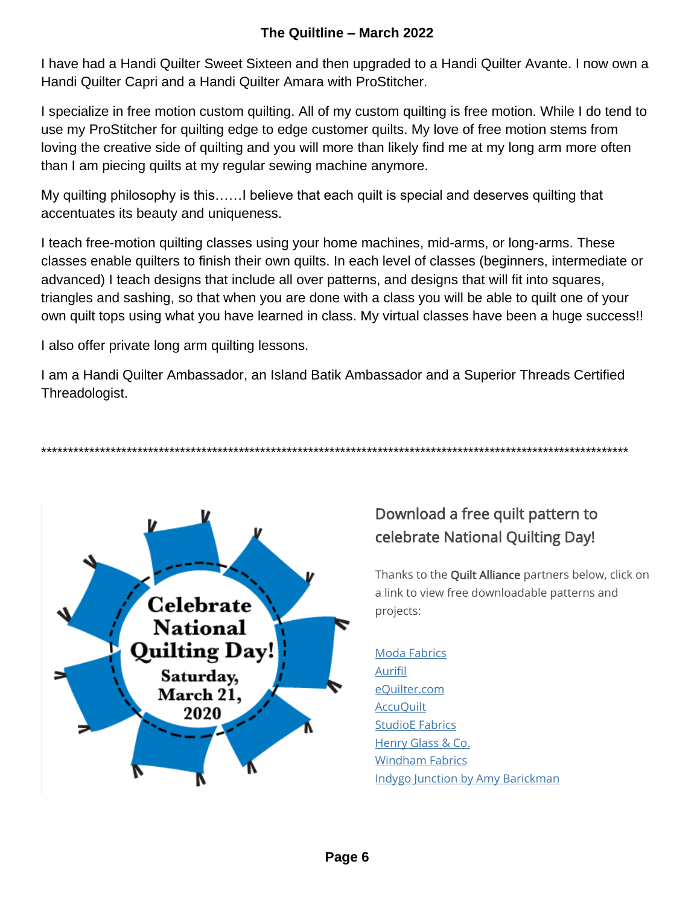I have had a Handi Quilter Sweet Sixteen and then upgraded to a Handi Quilter Avante. I now own a Handi Quilter Capri and a Handi Quilter Amara with ProStitcher.

I specialize in free motion custom quilting. All of my custom quilting is free motion. While I do tend to use my ProStitcher for quilting edge to edge customer quilts. My love of free motion stems from loving the creative side of quilting and you will more than likely find me at my long arm more often than I am piecing quilts at my regular sewing machine anymore.

My quilting philosophy is this……I believe that each quilt is special and deserves quilting that accentuates its beauty and uniqueness.

I teach free-motion quilting classes using your home machines, mid-arms, or long-arms. These classes enable quilters to finish their own quilts. In each level of classes (beginners, intermediate or advanced) I teach designs that include all over patterns, and designs that will fit into squares, triangles and sashing, so that when you are done with a class you will be able to quilt one of your own quilt tops using what you have learned in class. My virtual classes have been a huge success!!

I also offer private long arm quilting lessons.

I am a Handi Quilter Ambassador, an Island Batik Ambassador and a Superior Threads Certified Threadologist.

***************************************************************************************************************

Celebrate National Quilting Day! Saturday, March 21, 2020

## Download a free quilt pattern to celebrate National Quilting Day!

Thanks to the **Quilt Alliance** partners below, click on a link to view free downloadable patterns and projects:

Moda Fabrics
Aurifil
eQuilter.com
AccuQuilt
StudioE Fabrics
Henry Glass & Co.
Windham Fabrics
Indygo Junction by Amy Barickman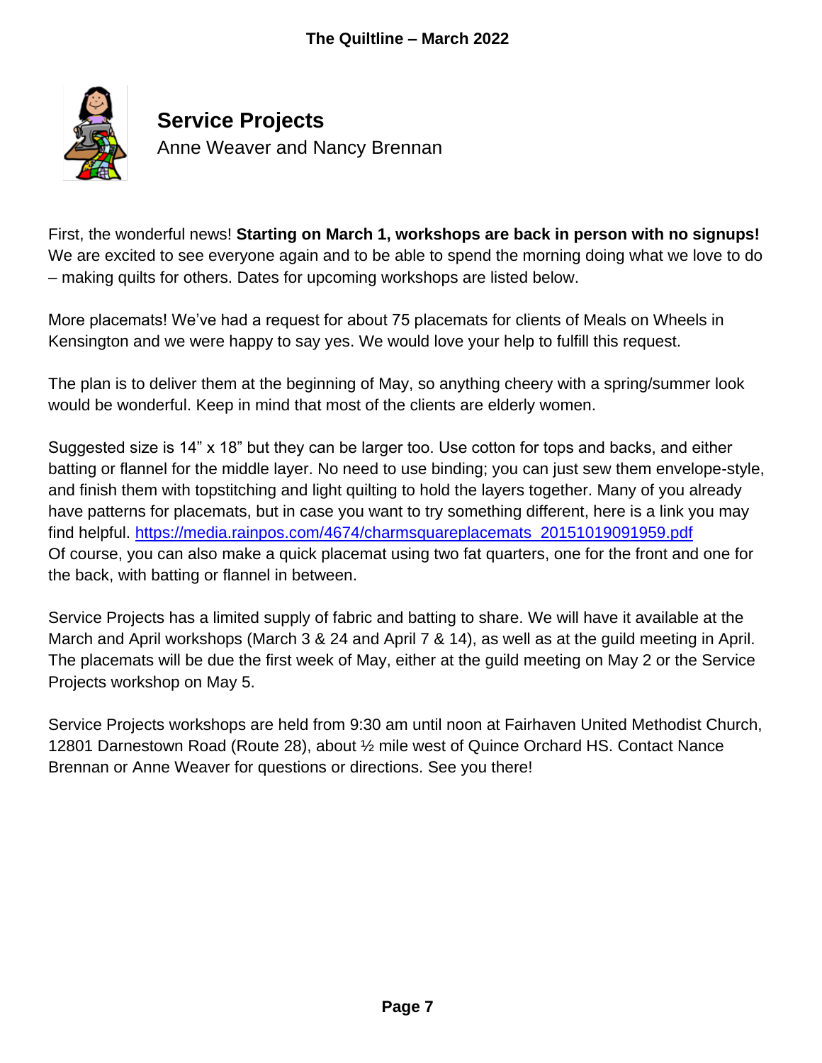## Service Projects

Anne Weaver and Nancy Brennan

First, the wonderful news! **Starting on March 1, workshops are back in person with no signups!** We are excited to see everyone again and to be able to spend the morning doing what we love to do – making quilts for others. Dates for upcoming workshops are listed below.

More placemats! We've had a request for about 75 placemats for clients of Meals on Wheels in Kensington and we were happy to say yes. We would love your help to fulfill this request.

The plan is to deliver them at the beginning of May, so anything cheery with a spring/summer look would be wonderful. Keep in mind that most of the clients are elderly women.

Suggested size is 14" x 18" but they can be larger too. Use cotton for tops and backs, and either batting or flannel for the middle layer. No need to use binding; you can just sew them envelope-style, and finish them with topstitching and light quilting to hold the layers together. Many of you already have patterns for placemats, but in case you want to try something different, here is a link you may find helpful. https://media.rainpos.com/4674/charmsquareplacemats_20151019091959.pdf
Of course, you can also make a quick placemat using two fat quarters, one for the front and one for the back, with batting or flannel in between.

Service Projects has a limited supply of fabric and batting to share. We will have it available at the March and April workshops (March 3 & 24 and April 7 & 14), as well as at the guild meeting in April. The placemats will be due the first week of May, either at the guild meeting on May 2 or the Service Projects workshop on May 5.

Service Projects workshops are held from 9:30 am until noon at Fairhaven United Methodist Church, 12801 Darnestown Road (Route 28), about ½ mile west of Quince Orchard HS. Contact Nance Brennan or Anne Weaver for questions or directions. See you there!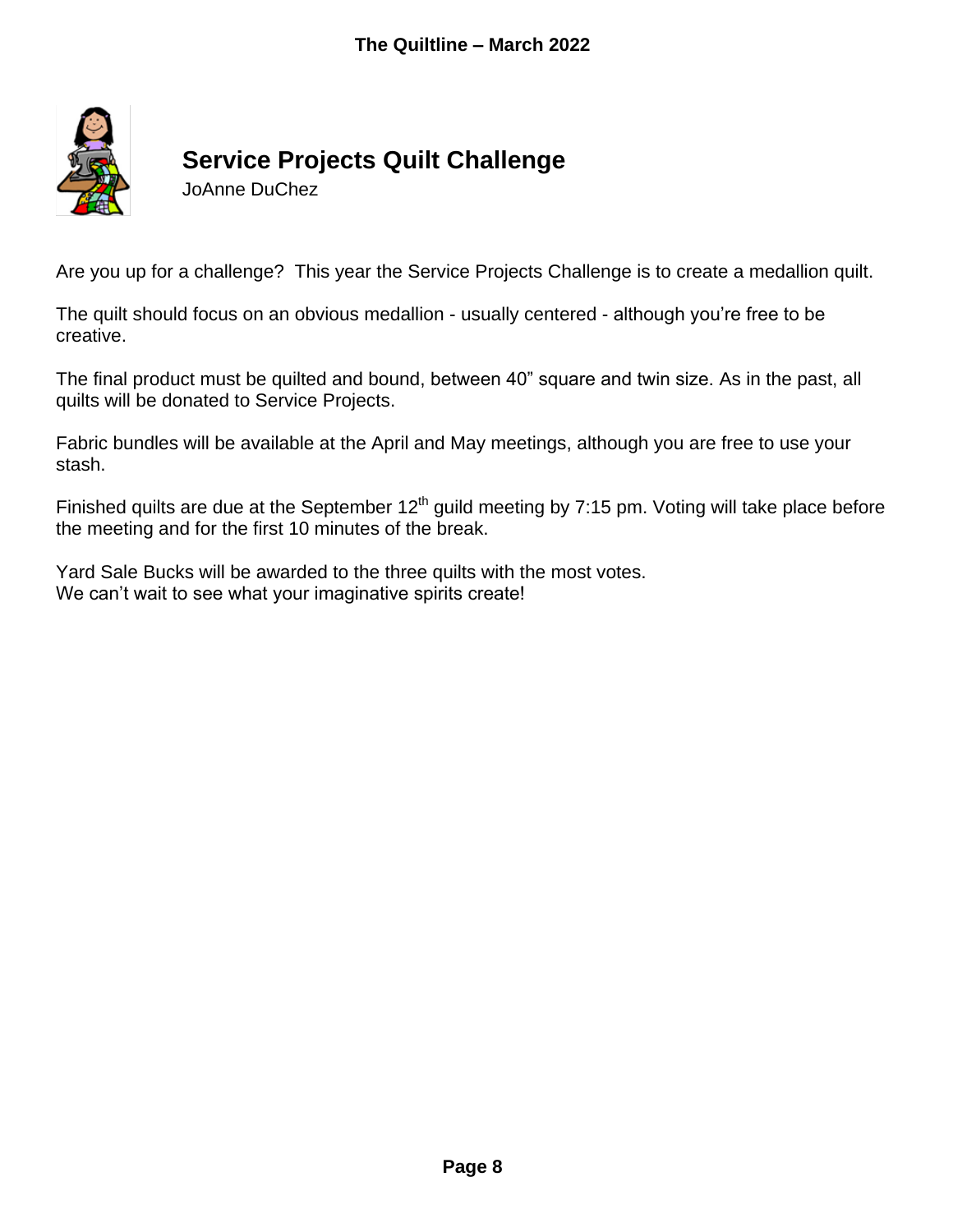## Service Projects Quilt Challenge

JoAnne DuChez

Are you up for a challenge? This year the Service Projects Challenge is to create a medallion quilt.

The quilt should focus on an obvious medallion - usually centered - although you're free to be creative.

The final product must be quilted and bound, between 40" square and twin size. As in the past, all quilts will be donated to Service Projects.

Fabric bundles will be available at the April and May meetings, although you are free to use your stash.

Finished quilts are due at the September 12th guild meeting by 7:15 pm. Voting will take place before the meeting and for the first 10 minutes of the break.

Yard Sale Bucks will be awarded to the three quilts with the most votes.
We can't wait to see what your imaginative spirits create!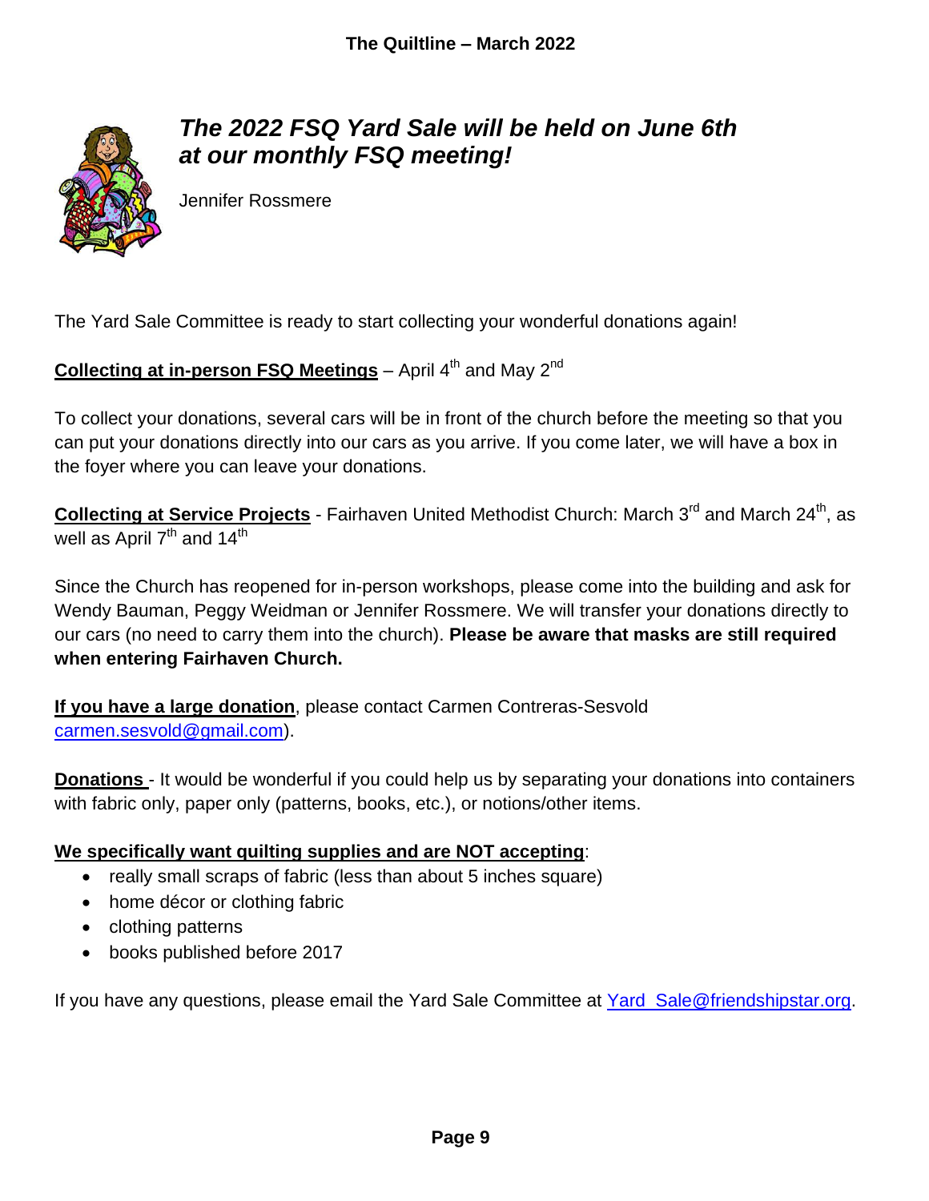## *The 2022 FSQ Yard Sale will be held on June 6th at our monthly FSQ meeting!*

Jennifer Rossmere

The Yard Sale Committee is ready to start collecting your wonderful donations again!

**Collecting at in-person FSQ Meetings** – April 4th and May 2nd

To collect your donations, several cars will be in front of the church before the meeting so that you can put your donations directly into our cars as you arrive. If you come later, we will have a box in the foyer where you can leave your donations.

**Collecting at Service Projects** - Fairhaven United Methodist Church: March 3rd and March 24th, as well as April 7th and 14th

Since the Church has reopened for in-person workshops, please come into the building and ask for Wendy Bauman, Peggy Weidman or Jennifer Rossmere. We will transfer your donations directly to our cars (no need to carry them into the church). **Please be aware that masks are still required when entering Fairhaven Church.**

**If you have a large donation**, please contact Carmen Contreras-Sesvold carmen.sesvold@gmail.com).

**Donations** - It would be wonderful if you could help us by separating your donations into containers with fabric only, paper only (patterns, books, etc.), or notions/other items.

**We specifically want quilting supplies and are NOT accepting**:

- really small scraps of fabric (less than about 5 inches square)
- home décor or clothing fabric
- clothing patterns
- books published before 2017

If you have any questions, please email the Yard Sale Committee at Yard_Sale@friendshipstar.org.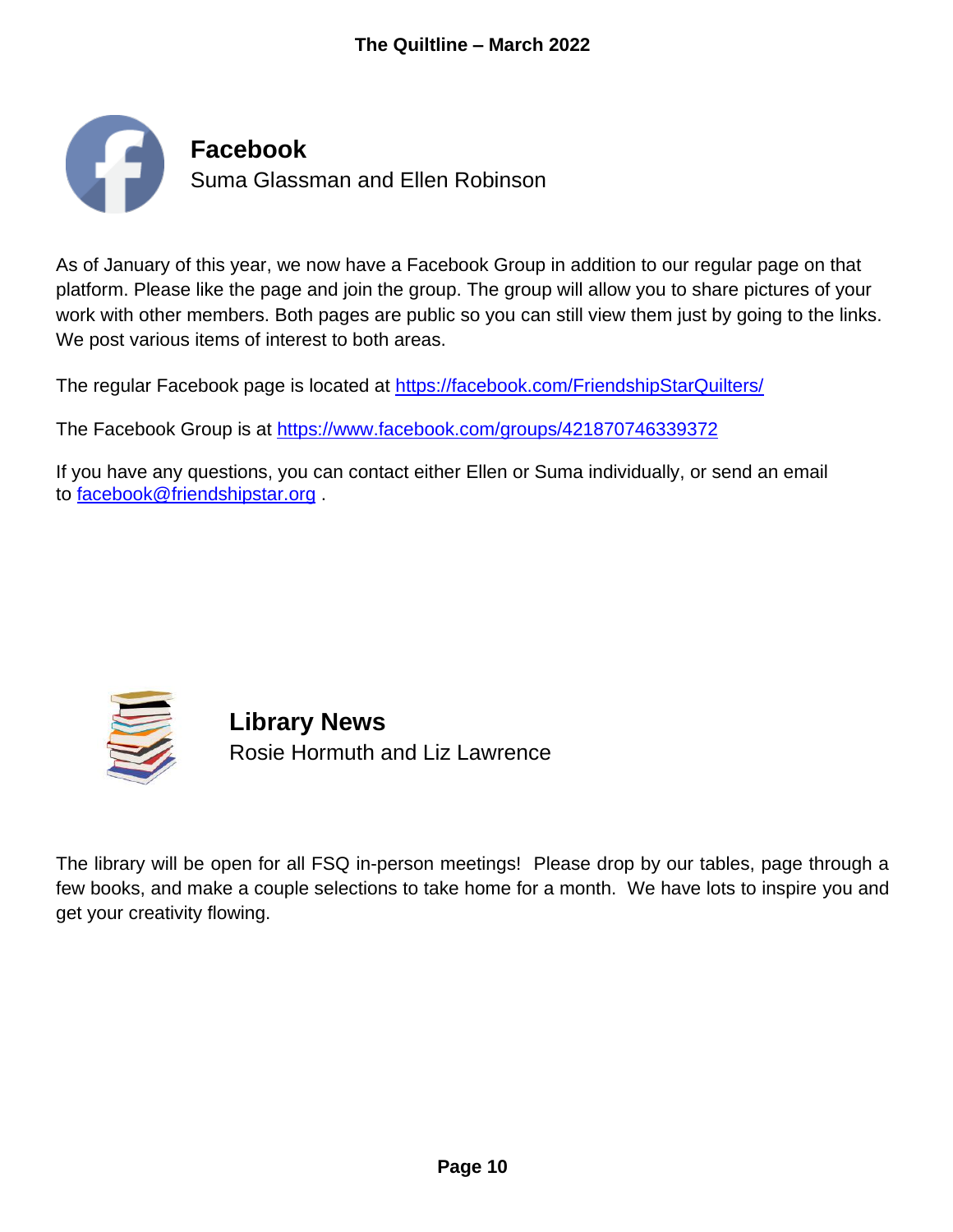## Facebook

Suma Glassman and Ellen Robinson

As of January of this year, we now have a Facebook Group in addition to our regular page on that platform. Please like the page and join the group. The group will allow you to share pictures of your work with other members. Both pages are public so you can still view them just by going to the links. We post various items of interest to both areas.

The regular Facebook page is located at https://facebook.com/FriendshipStarQuilters/

The Facebook Group is at https://www.facebook.com/groups/421870746339372

If you have any questions, you can contact either Ellen or Suma individually, or send an email to facebook@friendshipstar.org .

## Library News

Rosie Hormuth and Liz Lawrence

The library will be open for all FSQ in-person meetings! Please drop by our tables, page through a few books, and make a couple selections to take home for a month. We have lots to inspire you and get your creativity flowing.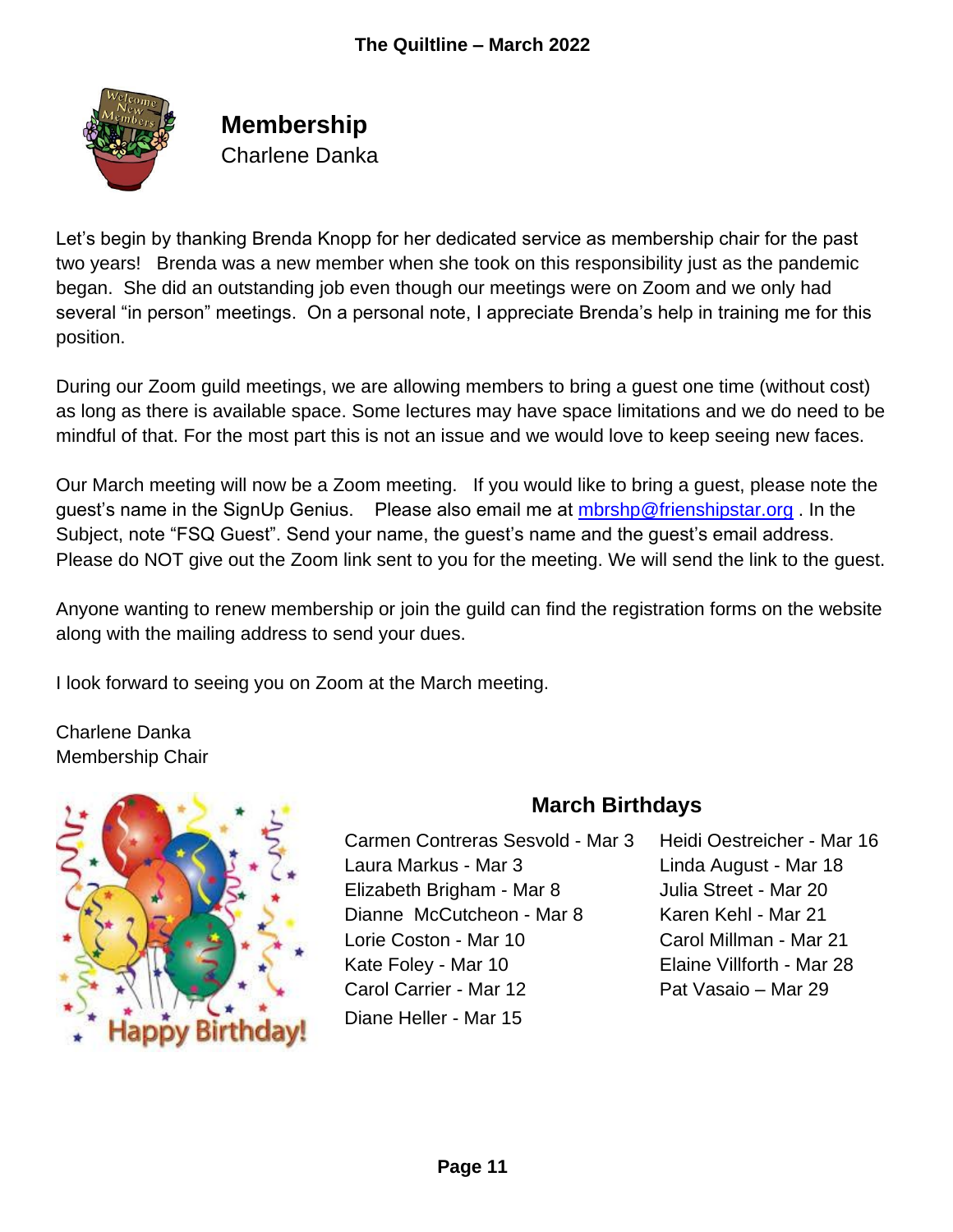## Membership

Charlene Danka

Let's begin by thanking Brenda Knopp for her dedicated service as membership chair for the past two years! Brenda was a new member when she took on this responsibility just as the pandemic began. She did an outstanding job even though our meetings were on Zoom and we only had several "in person" meetings. On a personal note, I appreciate Brenda's help in training me for this position.

During our Zoom guild meetings, we are allowing members to bring a guest one time (without cost) as long as there is available space. Some lectures may have space limitations and we do need to be mindful of that. For the most part this is not an issue and we would love to keep seeing new faces.

Our March meeting will now be a Zoom meeting. If you would like to bring a guest, please note the guest's name in the SignUp Genius. Please also email me at mbrshp@frienshipstar.org . In the Subject, note "FSQ Guest". Send your name, the guest's name and the guest's email address. Please do NOT give out the Zoom link sent to you for the meeting. We will send the link to the guest.

Anyone wanting to renew membership or join the guild can find the registration forms on the website along with the mailing address to send your dues.

I look forward to seeing you on Zoom at the March meeting.

Charlene Danka
Membership Chair

## March Birthdays

Carmen Contreras Sesvold - Mar 3
Laura Markus - Mar 3
Elizabeth Brigham - Mar 8
Dianne McCutcheon - Mar 8
Lorie Coston - Mar 10
Kate Foley - Mar 10
Carol Carrier - Mar 12
Diane Heller - Mar 15
Heidi Oestreicher - Mar 16
Linda August - Mar 18
Julia Street - Mar 20
Karen Kehl - Mar 21
Carol Millman - Mar 21
Elaine Villforth - Mar 28
Pat Vasaio – Mar 29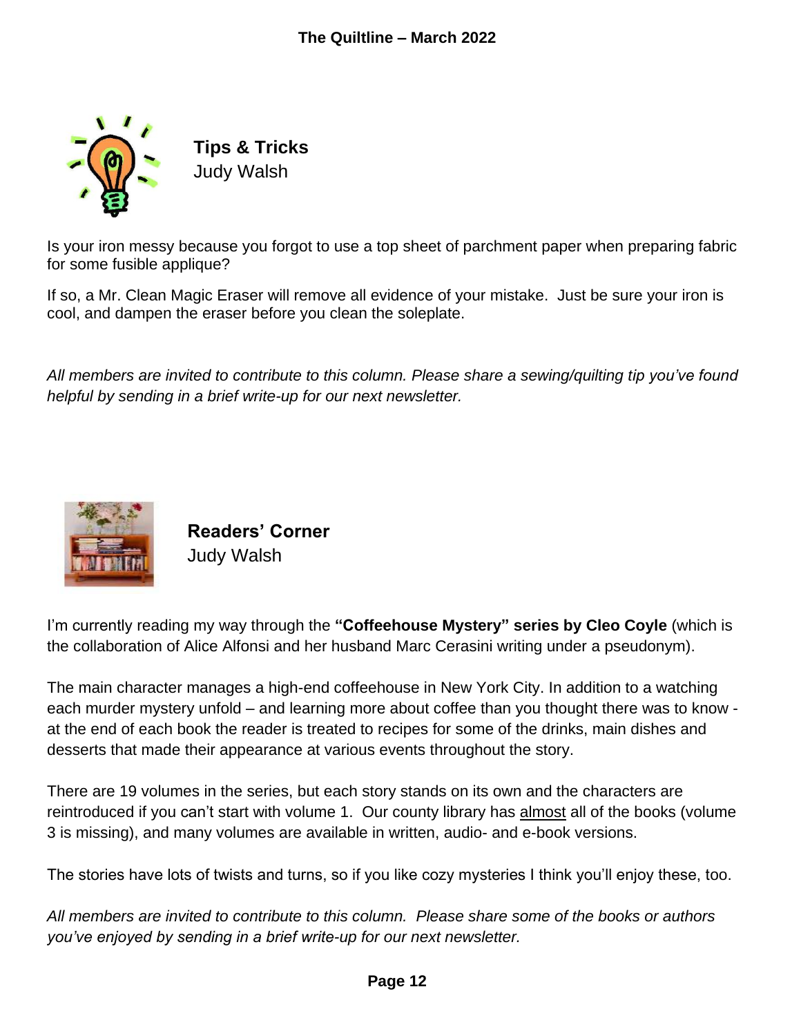## Tips & Tricks

Judy Walsh

Is your iron messy because you forgot to use a top sheet of parchment paper when preparing fabric for some fusible applique?

If so, a Mr. Clean Magic Eraser will remove all evidence of your mistake. Just be sure your iron is cool, and dampen the eraser before you clean the soleplate.

*All members are invited to contribute to this column. Please share a sewing/quilting tip you've found helpful by sending in a brief write-up for our next newsletter.*

## Readers' Corner

Judy Walsh

I'm currently reading my way through the **"Coffeehouse Mystery" series by Cleo Coyle** (which is the collaboration of Alice Alfonsi and her husband Marc Cerasini writing under a pseudonym).

The main character manages a high-end coffeehouse in New York City. In addition to a watching each murder mystery unfold – and learning more about coffee than you thought there was to know - at the end of each book the reader is treated to recipes for some of the drinks, main dishes and desserts that made their appearance at various events throughout the story.

There are 19 volumes in the series, but each story stands on its own and the characters are reintroduced if you can't start with volume 1. Our county library has almost all of the books (volume 3 is missing), and many volumes are available in written, audio- and e-book versions.

The stories have lots of twists and turns, so if you like cozy mysteries I think you'll enjoy these, too.

*All members are invited to contribute to this column. Please share some of the books or authors you've enjoyed by sending in a brief write-up for our next newsletter.*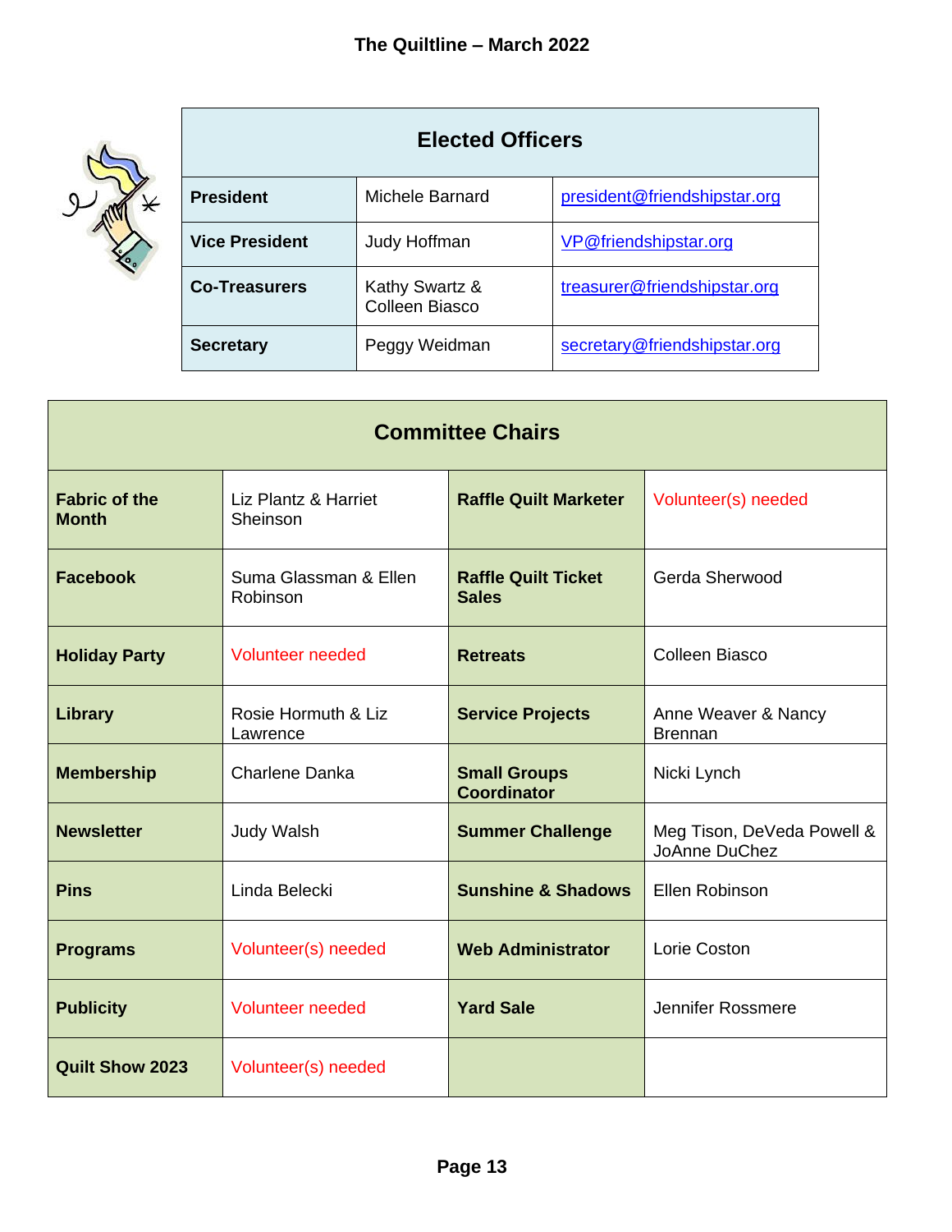| Elected Officers | | |
|---|---|---|
| **President** | Michele Barnard | president@friendshipstar.org |
| **Vice President** | Judy Hoffman | VP@friendshipstar.org |
| **Co-Treasurers** | Kathy Swartz & Colleen Biasco | treasurer@friendshipstar.org |
| **Secretary** | Peggy Weidman | secretary@friendshipstar.org |

| Committee Chairs | | | |
|---|---|---|---|
| **Fabric of the Month** | Liz Plantz & Harriet Sheinson | **Raffle Quilt Marketer** | Volunteer(s) needed |
| **Facebook** | Suma Glassman & Ellen Robinson | **Raffle Quilt Ticket Sales** | Gerda Sherwood |
| **Holiday Party** | Volunteer needed | **Retreats** | Colleen Biasco |
| **Library** | Rosie Hormuth & Liz Lawrence | **Service Projects** | Anne Weaver & Nancy Brennan |
| **Membership** | Charlene Danka | **Small Groups Coordinator** | Nicki Lynch |
| **Newsletter** | Judy Walsh | **Summer Challenge** | Meg Tison, DeVeda Powell & JoAnne DuChez |
| **Pins** | Linda Belecki | **Sunshine & Shadows** | Ellen Robinson |
| **Programs** | Volunteer(s) needed | **Web Administrator** | Lorie Coston |
| **Publicity** | Volunteer needed | **Yard Sale** | Jennifer Rossmere |
| **Quilt Show 2023** | Volunteer(s) needed | | |